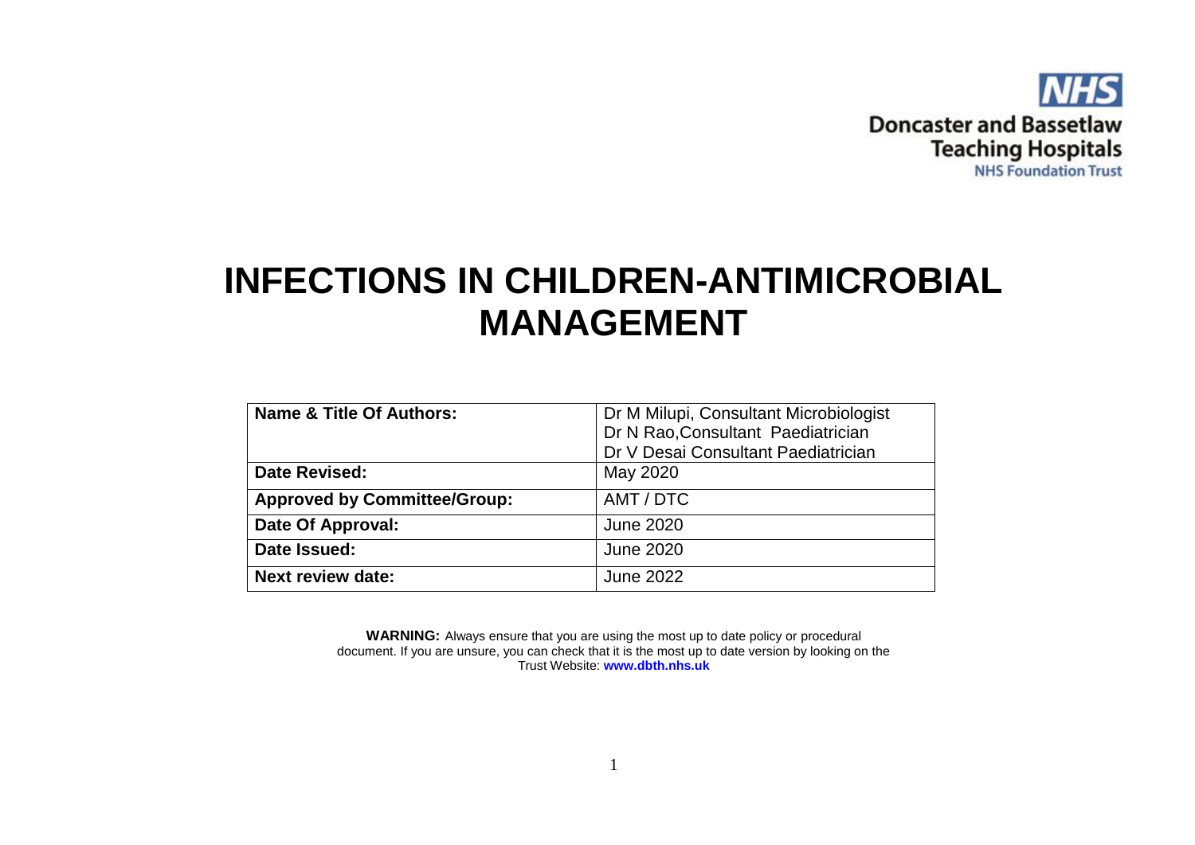NHS
Doncaster and Bassetlaw
Teaching Hospitals
NHS Foundation Trust

# INFECTIONS IN CHILDREN-ANTIMICROBIAL MANAGEMENT

| Name & Title Of Authors: | Dr M Milupi, Consultant Microbiologist<br>Dr N Rao,Consultant Paediatrician<br>Dr V Desai Consultant Paediatrician |
|---|---|
| Date Revised: | May 2020 |
| Approved by Committee/Group: | AMT / DTC |
| Date Of Approval: | June 2020 |
| Date Issued: | June 2020 |
| Next review date: | June 2022 |

**WARNING:** Always ensure that you are using the most up to date policy or procedural document. If you are unsure, you can check that it is the most up to date version by looking on the Trust Website: **www.dbth.nhs.uk**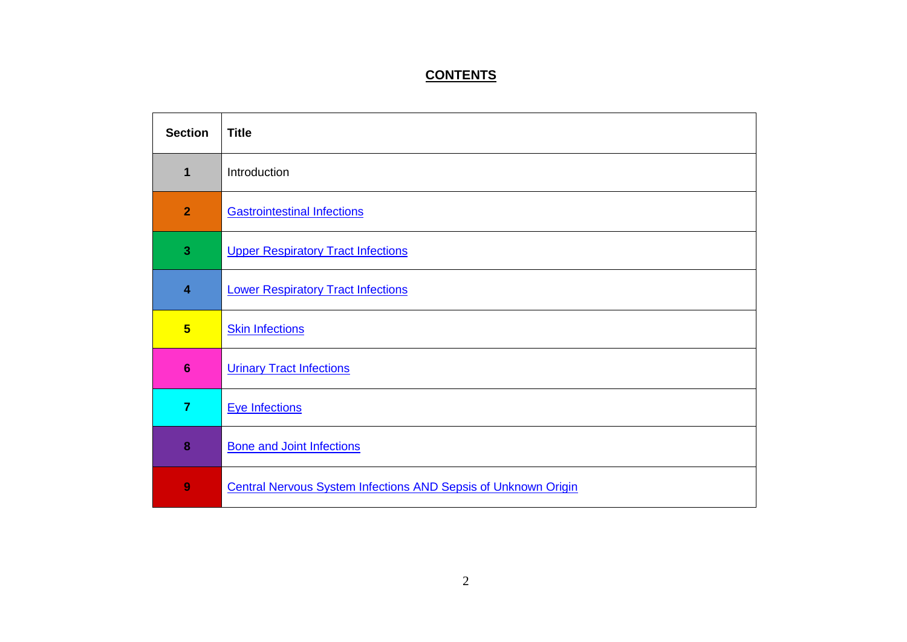# CONTENTS

| Section | Title |
|---|---|
| 1 | Introduction |
| 2 | Gastrointestinal Infections |
| 3 | Upper Respiratory Tract Infections |
| 4 | Lower Respiratory Tract Infections |
| 5 | Skin Infections |
| 6 | Urinary Tract Infections |
| 7 | Eye Infections |
| 8 | Bone and Joint Infections |
| 9 | Central Nervous System Infections AND Sepsis of Unknown Origin |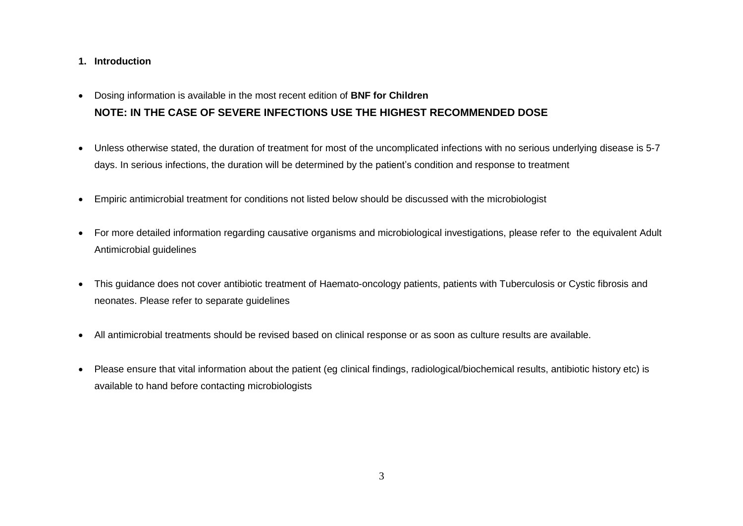## 1. Introduction

- Dosing information is available in the most recent edition of **BNF for Children**
  **NOTE: IN THE CASE OF SEVERE INFECTIONS USE THE HIGHEST RECOMMENDED DOSE**

- Unless otherwise stated, the duration of treatment for most of the uncomplicated infections with no serious underlying disease is 5-7 days. In serious infections, the duration will be determined by the patient's condition and response to treatment

- Empiric antimicrobial treatment for conditions not listed below should be discussed with the microbiologist

- For more detailed information regarding causative organisms and microbiological investigations, please refer to the equivalent Adult Antimicrobial guidelines

- This guidance does not cover antibiotic treatment of Haemato-oncology patients, patients with Tuberculosis or Cystic fibrosis and neonates. Please refer to separate guidelines

- All antimicrobial treatments should be revised based on clinical response or as soon as culture results are available.

- Please ensure that vital information about the patient (eg clinical findings, radiological/biochemical results, antibiotic history etc) is available to hand before contacting microbiologists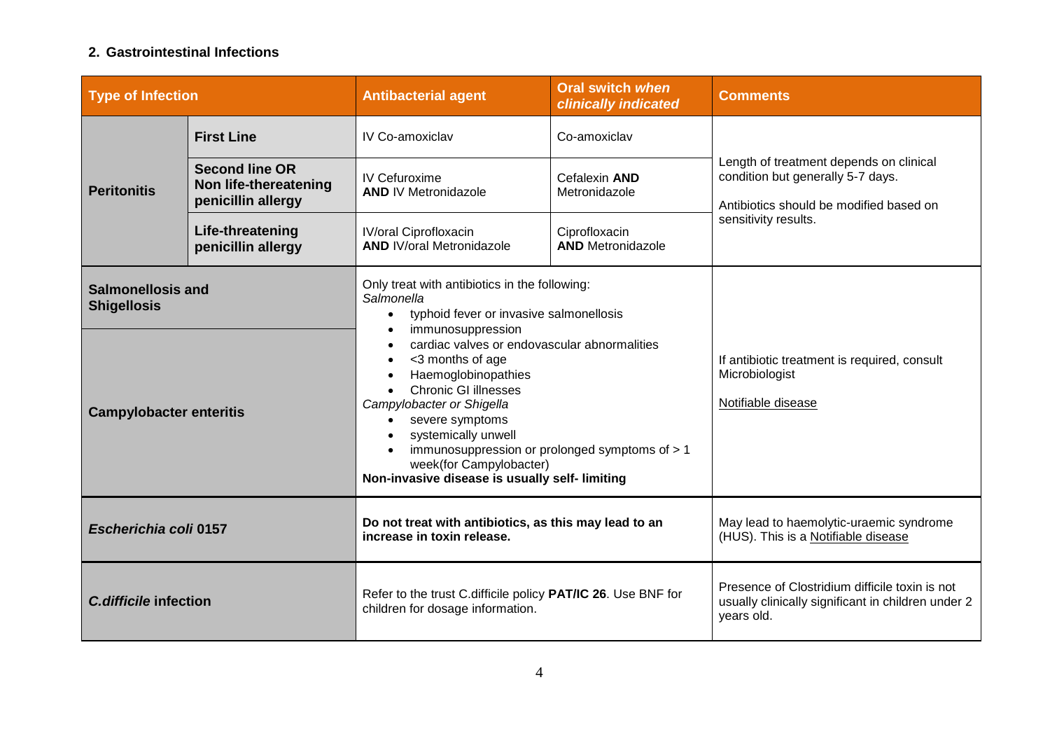## 2. Gastrointestinal Infections

| Type of Infection | | Antibacterial agent | Oral switch *when clinically indicated* | Comments |
|---|---|---|---|---|
| **Peritonitis** | **First Line** | IV Co-amoxiclav | Co-amoxiclav | Length of treatment depends on clinical condition but generally 5-7 days.<br><br>Antibiotics should be modified based on sensitivity results. |
| | **Second line OR Non life-thereatening penicillin allergy** | IV Cefuroxime **AND** IV Metronidazole | Cefalexin **AND** Metronidazole | |
| | **Life-threatening penicillin allergy** | IV/oral Ciprofloxacin **AND** IV/oral Metronidazole | Ciprofloxacin **AND** Metronidazole | |
| **Salmonellosis and Shigellosis** | | Only treat with antibiotics in the following:<br>*Salmonella*<br>• typhoid fever or invasive salmonellosis<br>• immunosuppression<br>• cardiac valves or endovascular abnormalities<br>• <3 months of age<br>• Haemoglobinopathies<br>• Chronic GI illnesses<br>*Campylobacter or Shigella*<br>• severe symptoms<br>• systemically unwell<br>• immunosuppression or prolonged symptoms of > 1 week(for Campylobacter)<br>**Non-invasive disease is usually self- limiting** | | If antibiotic treatment is required, consult Microbiologist<br><br>Notifiable disease |
| **Campylobacter enteritis** | | | | |
| ***Escherichia coli* 0157** | | **Do not treat with antibiotics, as this may lead to an increase in toxin release.** | | May lead to haemolytic-uraemic syndrome (HUS). This is a Notifiable disease |
| ***C.difficile* infection** | | Refer to the trust C.difficile policy **PAT/IC 26**. Use BNF for children for dosage information. | | Presence of Clostridium difficile toxin is not usually clinically significant in children under 2 years old. |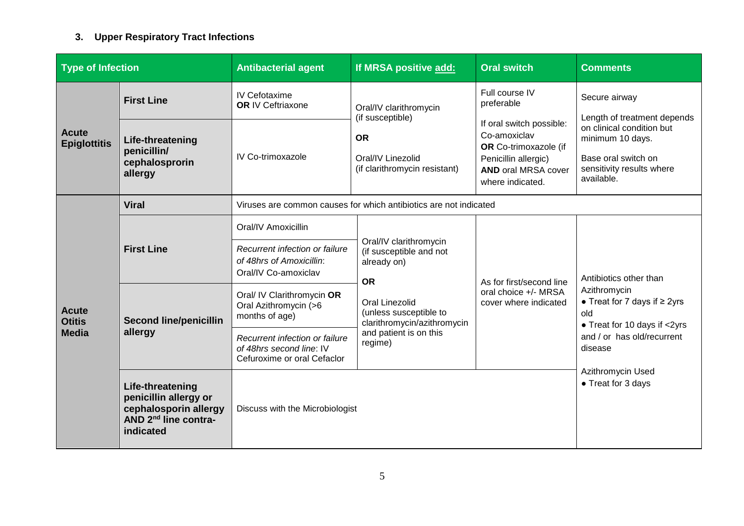### 3. Upper Respiratory Tract Infections

| Type of Infection | | Antibacterial agent | If MRSA positive **add:** | Oral switch | Comments |
|---|---|---|---|---|---|
| **Acute Epiglottitis** | **First Line** | IV Cefotaxime **OR** IV Ceftriaxone | Oral/IV clarithromycin (if susceptible) **OR** Oral/IV Linezolid (if clarithromycin resistant) | Full course IV preferable<br><br>If oral switch possible: Co-amoxiclav **OR** Co-trimoxazole (if Penicillin allergic) **AND** oral MRSA cover where indicated. | Secure airway<br><br>Length of treatment depends on clinical condition but minimum 10 days.<br><br>Base oral switch on sensitivity results where available. |
| | **Life-threatening penicillin/ cephalosprorin allergy** | IV Co-trimoxazole | | | |
| **Acute Otitis Media** | **Viral** | Viruses are common causes for which antibiotics are not indicated | | | |
| | **First Line** | Oral/IV Amoxicillin<br><br>*Recurrent infection or failure of 48hrs of Amoxicillin*: Oral/IV Co-amoxiclav | Oral/IV clarithromycin (if susceptible and not already on)<br><br>**OR**<br><br>Oral Linezolid (unless susceptible to clarithromycin/azithromycin and patient is on this regime) | As for first/second line oral choice +/- MRSA cover where indicated | Antibiotics other than Azithromycin<br>• Treat for 7 days if ≥ 2yrs old<br>• Treat for 10 days if <2yrs and / or has old/recurrent disease<br><br>Azithromycin Used<br>• Treat for 3 days |
| | **Second line/penicillin allergy** | Oral/ IV Clarithromycin **OR** Oral Azithromycin (>6 months of age)<br><br>*Recurrent infection or failure of 48hrs second line*: IV Cefuroxime or oral Cefaclor | | | |
| | **Life-threatening penicillin allergy or cephalosporin allergy AND 2nd line contra-indicated** | Discuss with the Microbiologist | | | |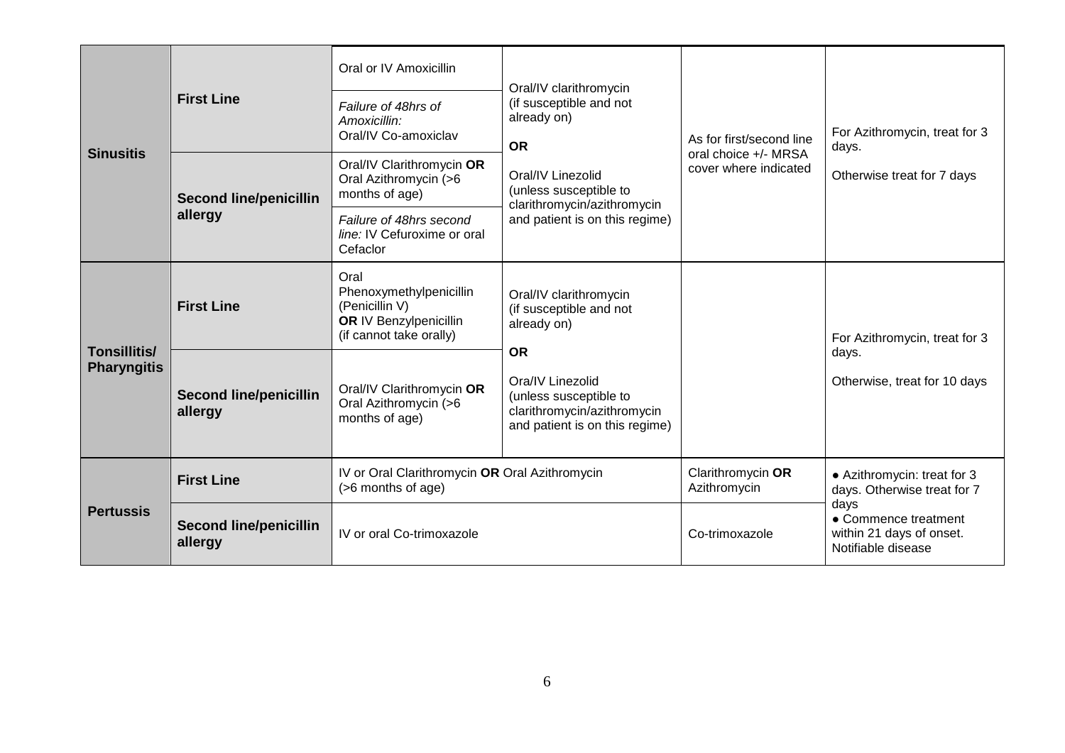| | | | | | |
|---|---|---|---|---|---|
| **Sinusitis** | **First Line** | Oral or IV Amoxicillin | Oral/IV clarithromycin (if susceptible and not already on) **OR** Oral/IV Linezolid (unless susceptible to clarithromycin/azithromycin and patient is on this regime) | As for first/second line oral choice +/- MRSA cover where indicated | For Azithromycin, treat for 3 days. Otherwise treat for 7 days |
| | | *Failure of 48hrs of Amoxicillin:* Oral/IV Co-amoxiclav | | | |
| | **Second line/penicillin allergy** | Oral/IV Clarithromycin **OR** Oral Azithromycin (>6 months of age) | | | |
| | | *Failure of 48hrs second line:* IV Cefuroxime or oral Cefaclor | | | |
| **Tonsillitis/ Pharyngitis** | **First Line** | Oral Phenoxymethylpenicillin (Penicillin V) **OR** IV Benzylpenicillin (if cannot take orally) | Oral/IV clarithromycin (if susceptible and not already on) **OR** Ora/IV Linezolid (unless susceptible to clarithromycin/azithromycin and patient is on this regime) | | For Azithromycin, treat for 3 days. Otherwise, treat for 10 days |
| | **Second line/penicillin allergy** | Oral/IV Clarithromycin **OR** Oral Azithromycin (>6 months of age) | | | |
| **Pertussis** | **First Line** | IV or Oral Clarithromycin **OR** Oral Azithromycin (>6 months of age) | | Clarithromycin **OR** Azithromycin | • Azithromycin: treat for 3 days. Otherwise treat for 7 days • Commence treatment within 21 days of onset. Notifiable disease |
| | **Second line/penicillin allergy** | IV or oral Co-trimoxazole | | Co-trimoxazole | |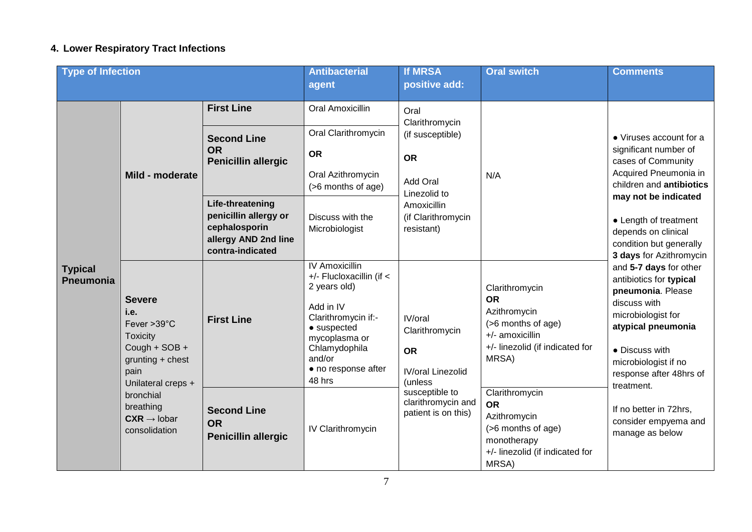## 4. Lower Respiratory Tract Infections

| Type of Infection | | | Antibacterial agent | If MRSA positive add: | Oral switch | Comments |
|---|---|---|---|---|---|---|
| **Typical Pneumonia** | **Mild - moderate** | **First Line** | Oral Amoxicillin | Oral Clarithromycin (if susceptible) **OR** Add Oral Linezolid to Amoxicillin (if Clarithromycin resistant) | N/A | • Viruses account for a significant number of cases of Community Acquired Pneumonia in children and **antibiotics may not be indicated** • Length of treatment depends on clinical condition but generally **3 days** for Azithromycin and **5-7 days** for other antibiotics for **typical pneumonia**. Please discuss with microbiologist for **atypical pneumonia** • Discuss with microbiologist if no response after 48hrs of treatment. If no better in 72hrs, consider empyema and manage as below |
| | | **Second Line OR Penicillin allergic** | Oral Clarithromycin **OR** Oral Azithromycin (>6 months of age) | | | |
| | | **Life-threatening penicillin allergy or cephalosporin allergy AND 2nd line contra-indicated** | Discuss with the Microbiologist | | | |
| | **Severe i.e.** Fever >39°C Toxicity Cough + SOB + grunting + chest pain Unilateral creps + bronchial breathing **CXR** → lobar consolidation | **First Line** | IV Amoxicillin +/- Flucloxacillin (if < 2 years old) Add in IV Clarithromycin if:- • suspected mycoplasma or Chlamydophila and/or • no response after 48 hrs | IV/oral Clarithromycin **OR** IV/oral Linezolid (unless susceptible to clarithromycin and patient is on this) | Clarithromycin **OR** Azithromycin (>6 months of age) +/- amoxicillin +/- linezolid (if indicated for MRSA) | |
| | | **Second Line OR Penicillin allergic** | IV Clarithromycin | | Clarithromycin **OR** Azithromycin (>6 months of age) monotherapy +/- linezolid (if indicated for MRSA) | |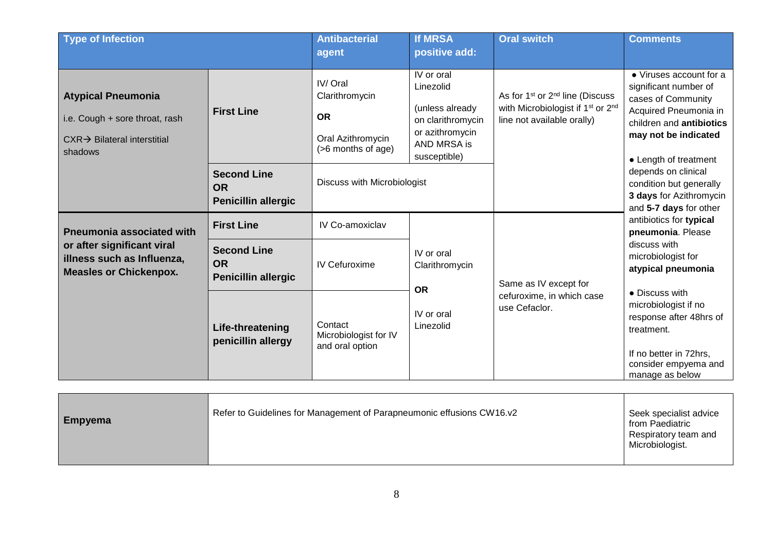| Type of Infection | | Antibacterial agent | If MRSA positive add: | Oral switch | Comments |
|---|---|---|---|---|---|
| **Atypical Pneumonia** i.e. Cough + sore throat, rash CXR→ Bilateral interstitial shadows | **First Line** | IV/ Oral Clarithromycin **OR** Oral Azithromycin (>6 months of age) | IV or oral Linezolid (unless already on clarithromycin or azithromycin AND MRSA is susceptible) | As for 1st or 2nd line (Discuss with Microbiologist if 1st or 2nd line not available orally) | • Viruses account for a significant number of cases of Community Acquired Pneumonia in children and **antibiotics may not be indicated** • Length of treatment depends on clinical condition but generally **3 days** for Azithromycin and **5-7 days** for other antibiotics for **typical pneumonia**. Please discuss with microbiologist for **atypical pneumonia** • Discuss with microbiologist if no response after 48hrs of treatment. If no better in 72hrs, consider empyema and manage as below |
| | **Second Line OR Penicillin allergic** | Discuss with Microbiologist | | | |
| **Pneumonia associated with or after significant viral illness such as Influenza, Measles or Chickenpox.** | **First Line** | IV Co-amoxiclav | IV or oral Clarithromycin **OR** IV or oral Linezolid | Same as IV except for cefuroxime, in which case use Cefaclor. | |
| | **Second Line OR Penicillin allergic** | IV Cefuroxime | | | |
| | **Life-threatening penicillin allergy** | Contact Microbiologist for IV and oral option | | | |

| | | |
|---|---|---|
| **Empyema** | Refer to Guidelines for Management of Parapneumonic effusions CW16.v2 | Seek specialist advice from Paediatric Respiratory team and Microbiologist. |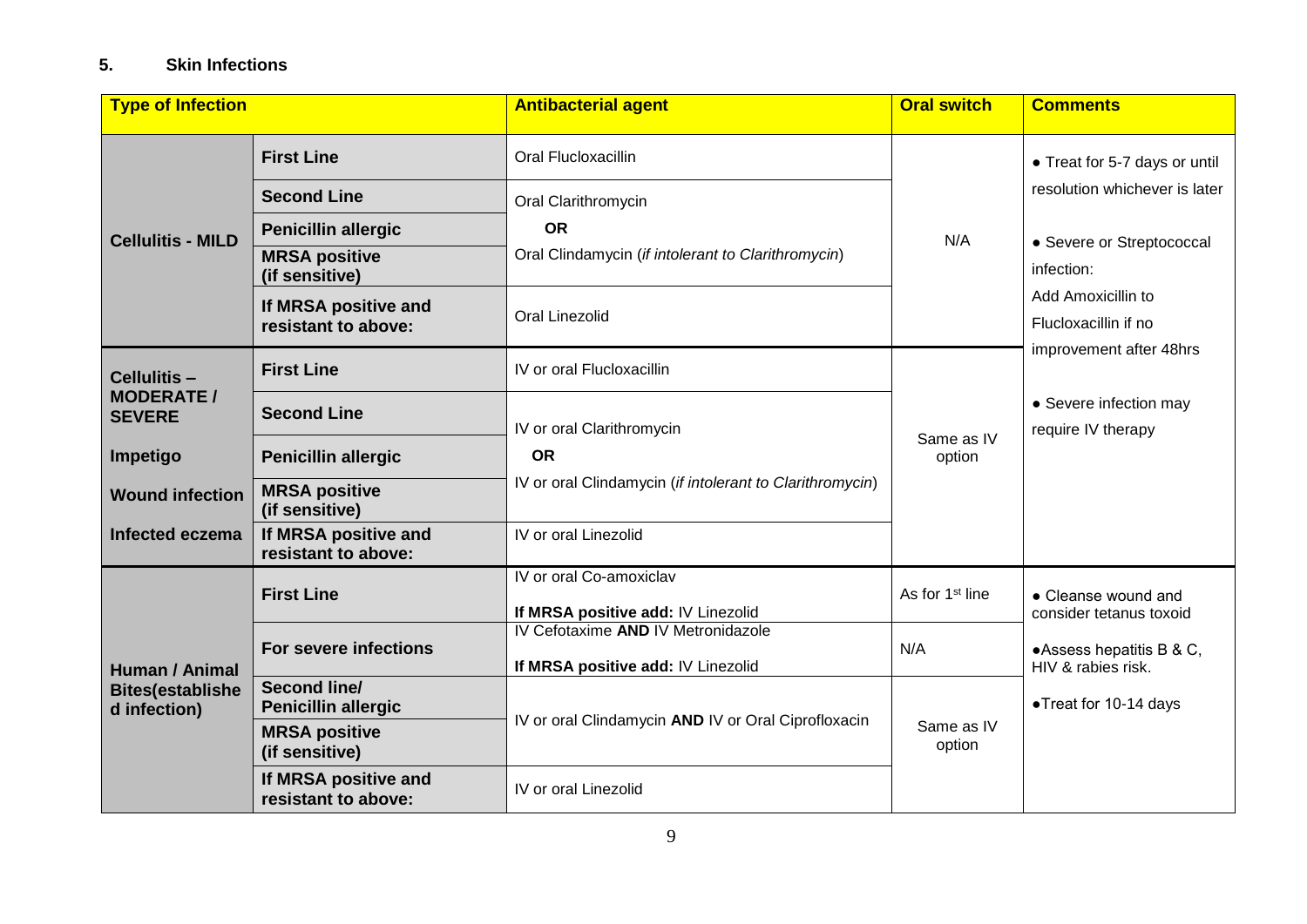## 5. Skin Infections

| Type of Infection | | Antibacterial agent | Oral switch | Comments |
|---|---|---|---|---|
| **Cellulitis - MILD** | **First Line** | Oral Flucloxacillin | N/A | • Treat for 5-7 days or until resolution whichever is later<br><br>• Severe or Streptococcal infection:<br>Add Amoxicillin to Flucloxacillin if no improvement after 48hrs<br><br>• Severe infection may require IV therapy |
| | **Second Line** | Oral Clarithromycin<br>**OR**<br>Oral Clindamycin (*if intolerant to Clarithromycin*) | | |
| | **Penicillin allergic** | | | |
| | **MRSA positive (if sensitive)** | | | |
| | **If MRSA positive and resistant to above:** | Oral Linezolid | | |
| **Cellulitis – MODERATE / SEVERE**<br><br>**Impetigo**<br><br>**Wound infection**<br><br>**Infected eczema** | **First Line** | IV or oral Flucloxacillin | Same as IV option | |
| | **Second Line** | IV or oral Clarithromycin<br>**OR**<br>IV or oral Clindamycin (*if intolerant to Clarithromycin*) | | |
| | **Penicillin allergic** | | | |
| | **MRSA positive (if sensitive)** | | | |
| | **If MRSA positive and resistant to above:** | IV or oral Linezolid | | |
| **Human / Animal Bites(established infection)** | **First Line** | IV or oral Co-amoxiclav<br>**If MRSA positive add:** IV Linezolid | As for 1st line | • Cleanse wound and consider tetanus toxoid<br><br>• Assess hepatitis B & C, HIV & rabies risk.<br><br>• Treat for 10-14 days |
| | **For severe infections** | IV Cefotaxime **AND** IV Metronidazole<br>**If MRSA positive add:** IV Linezolid | N/A | |
| | **Second line/ Penicillin allergic** | IV or oral Clindamycin **AND** IV or Oral Ciprofloxacin | Same as IV option | |
| | **MRSA positive (if sensitive)** | | | |
| | **If MRSA positive and resistant to above:** | IV or oral Linezolid | | |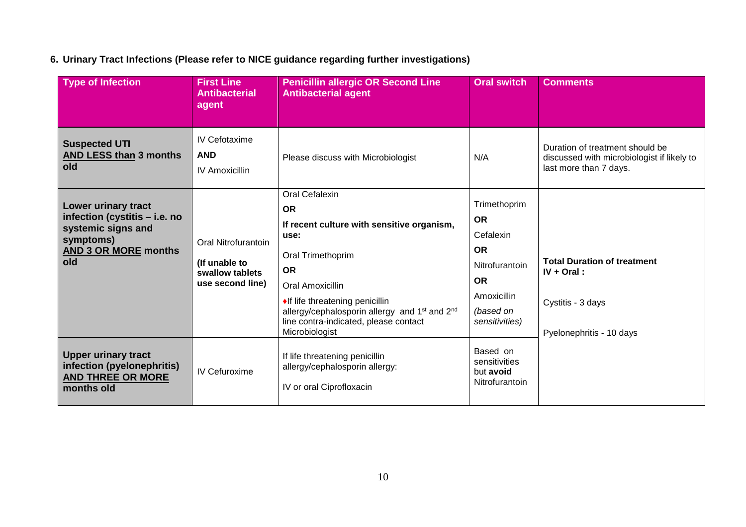**6. Urinary Tract Infections (Please refer to NICE guidance regarding further investigations)**

| Type of Infection | First Line Antibacterial agent | Penicillin allergic OR Second Line Antibacterial agent | Oral switch | Comments |
|---|---|---|---|---|
| **Suspected UTI <u>AND LESS than</u> 3 months old** | IV Cefotaxime<br>**AND**<br>IV Amoxicillin | Please discuss with Microbiologist | N/A | Duration of treatment should be discussed with microbiologist if likely to last more than 7 days. |
| **Lower urinary tract infection (cystitis – i.e. no systemic signs and symptoms) <u>AND 3 OR MORE</u> months old** | Oral Nitrofurantoin<br>**(If unable to swallow tablets use second line)** | Oral Cefalexin<br>**OR**<br>**If recent culture with sensitive organism, use:**<br>Oral Trimethoprim<br>**OR**<br>Oral Amoxicillin<br>♦If life threatening penicillin allergy/cephalosporin allergy and 1st and 2nd line contra-indicated, please contact Microbiologist | Trimethoprim<br>**OR**<br>Cefalexin<br>**OR**<br>Nitrofurantoin<br>**OR**<br>Amoxicillin<br>*(based on sensitivities)* | **Total Duration of treatment IV + Oral :**<br>Cystitis - 3 days<br>Pyelonephritis - 10 days |
| **Upper urinary tract infection (pyelonephritis) <u>AND THREE OR MORE</u> months old** | IV Cefuroxime | If life threatening penicillin allergy/cephalosporin allergy:<br>IV or oral Ciprofloxacin | Based on sensitivities but **avoid** Nitrofurantoin | |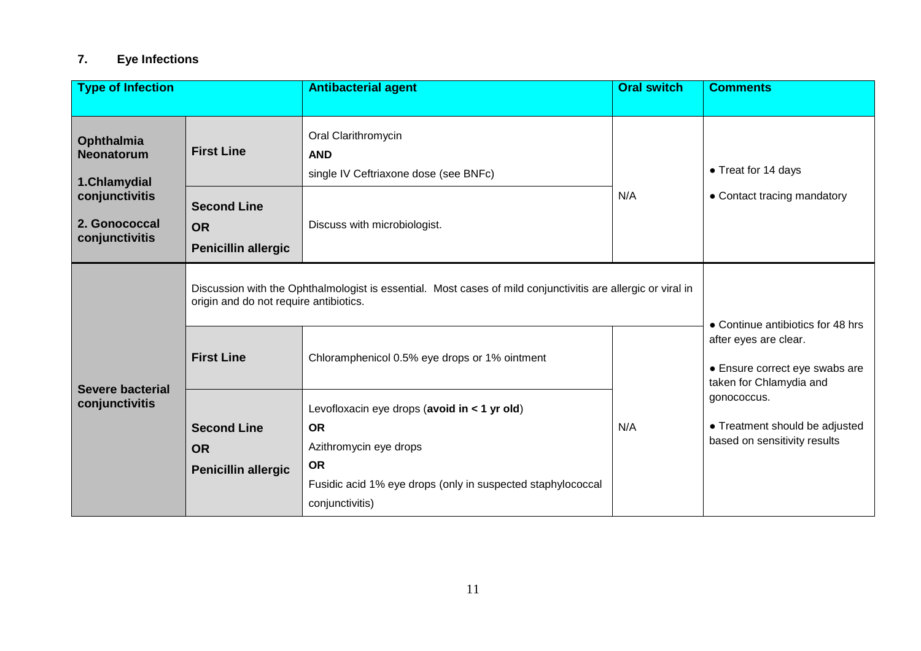## 7. Eye Infections

| Type of Infection | | Antibacterial agent | Oral switch | Comments |
|---|---|---|---|---|
| **Ophthalmia Neonatorum**<br>**1.Chlamydial conjunctivitis**<br>**2. Gonococcal conjunctivitis** | **First Line** | Oral Clarithromycin<br>**AND**<br>single IV Ceftriaxone dose (see BNFc) | N/A | • Treat for 14 days<br>• Contact tracing mandatory |
| | **Second Line**<br>**OR**<br>**Penicillin allergic** | Discuss with microbiologist. | | |
| **Severe bacterial conjunctivitis** | Discussion with the Ophthalmologist is essential. Most cases of mild conjunctivitis are allergic or viral in origin and do not require antibiotics. | | | • Continue antibiotics for 48 hrs after eyes are clear.<br>• Ensure correct eye swabs are taken for Chlamydia and gonococcus.<br>• Treatment should be adjusted based on sensitivity results |
| | **First Line** | Chloramphenicol 0.5% eye drops or 1% ointment | N/A | |
| | **Second Line**<br>**OR**<br>**Penicillin allergic** | Levofloxacin eye drops (**avoid in < 1 yr old**)<br>**OR**<br>Azithromycin eye drops<br>**OR**<br>Fusidic acid 1% eye drops (only in suspected staphylococcal conjunctivitis) | | |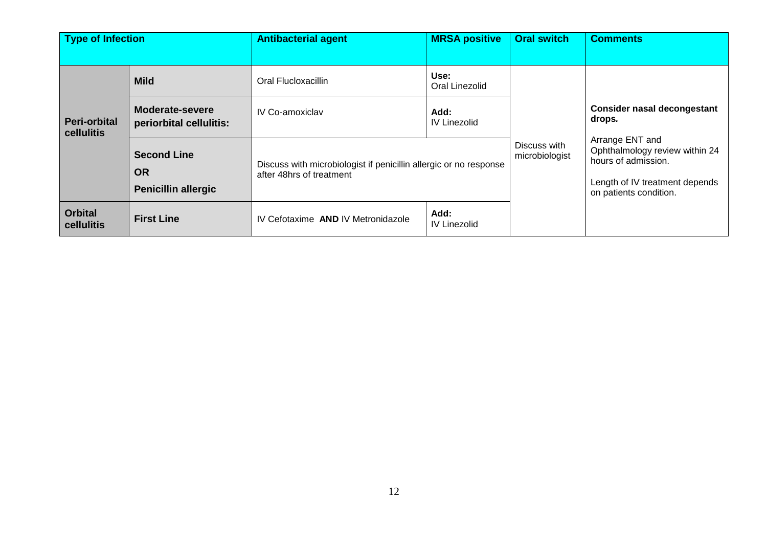| Type of Infection | | Antibacterial agent | MRSA positive | Oral switch | Comments |
|---|---|---|---|---|---|
| Peri-orbital cellulitis | **Mild** | Oral Flucloxacillin | **Use:** Oral Linezolid | Discuss with microbiologist | **Consider nasal decongestant drops.** Arrange ENT and Ophthalmology review within 24 hours of admission. Length of IV treatment depends on patients condition. |
| | **Moderate-severe periorbital cellulitis:** | IV Co-amoxiclav | **Add:** IV Linezolid | | |
| | **Second Line OR Penicillin allergic** | Discuss with microbiologist if penicillin allergic or no response after 48hrs of treatment | | | |
| Orbital cellulitis | **First Line** | IV Cefotaxime **AND** IV Metronidazole | **Add:** IV Linezolid | | |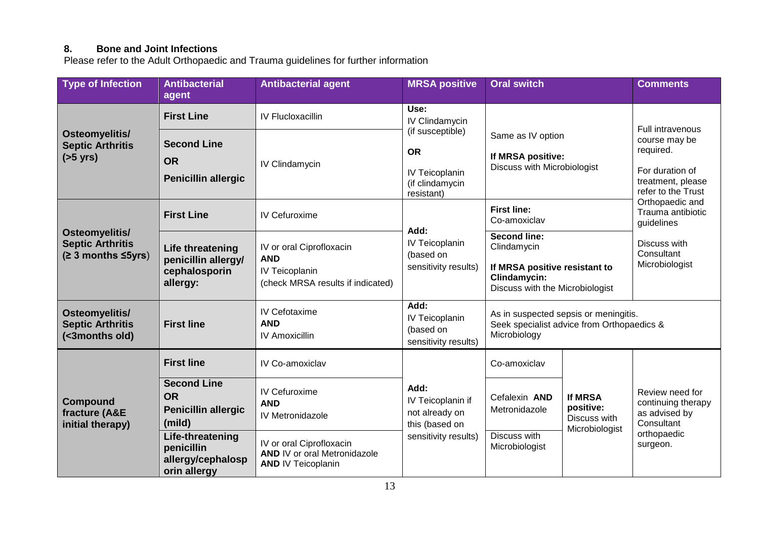## 8. Bone and Joint Infections

Please refer to the Adult Orthopaedic and Trauma guidelines for further information

| Type of Infection | Antibacterial agent | Antibacterial agent | MRSA positive | Oral switch | | Comments |
|---|---|---|---|---|---|---|
| **Osteomyelitis/ Septic Arthritis (>5 yrs)** | **First Line** | IV Flucloxacillin | Use: IV Clindamycin (if susceptible) **OR** IV Teicoplanin (if clindamycin resistant) | Same as IV option<br>**If MRSA positive:** Discuss with Microbiologist | | Full intravenous course may be required.<br>For duration of treatment, please refer to the Trust Orthopaedic and Trauma antibiotic guidelines<br>Discuss with Consultant Microbiologist |
| | **Second Line OR Penicillin allergic** | IV Clindamycin | | | | |
| **Osteomyelitis/ Septic Arthritis (≥ 3 months ≤5yrs)** | **First Line** | IV Cefuroxime | Add: IV Teicoplanin (based on sensitivity results) | **First line:** Co-amoxiclav | | |
| | **Life threatening penicillin allergy/ cephalosporin allergy:** | IV or oral Ciprofloxacin **AND** IV Teicoplanin (check MRSA results if indicated) | | **Second line:** Clindamycin<br>**If MRSA positive resistant to Clindamycin:** Discuss with the Microbiologist | | |
| **Osteomyelitis/ Septic Arthritis (<3months old)** | **First line** | IV Cefotaxime **AND** IV Amoxicillin | Add: IV Teicoplanin (based on sensitivity results) | As in suspected sepsis or meningitis. Seek specialist advice from Orthopaedics & Microbiology | | |
| **Compound fracture (A&E initial therapy)** | **First line** | IV Co-amoxiclav | Add: IV Teicoplanin if not already on this (based on sensitivity results) | Co-amoxiclav | **If MRSA positive:** Discuss with Microbiologist | Review need for continuing therapy as advised by Consultant orthopaedic surgeon. |
| | **Second Line OR Penicillin allergic (mild)** | IV Cefuroxime **AND** IV Metronidazole | | Cefalexin **AND** Metronidazole | | |
| | **Life-threatening penicillin allergy/cephalosporin allergy** | IV or oral Ciprofloxacin **AND** IV or oral Metronidazole **AND** IV Teicoplanin | | Discuss with Microbiologist | | |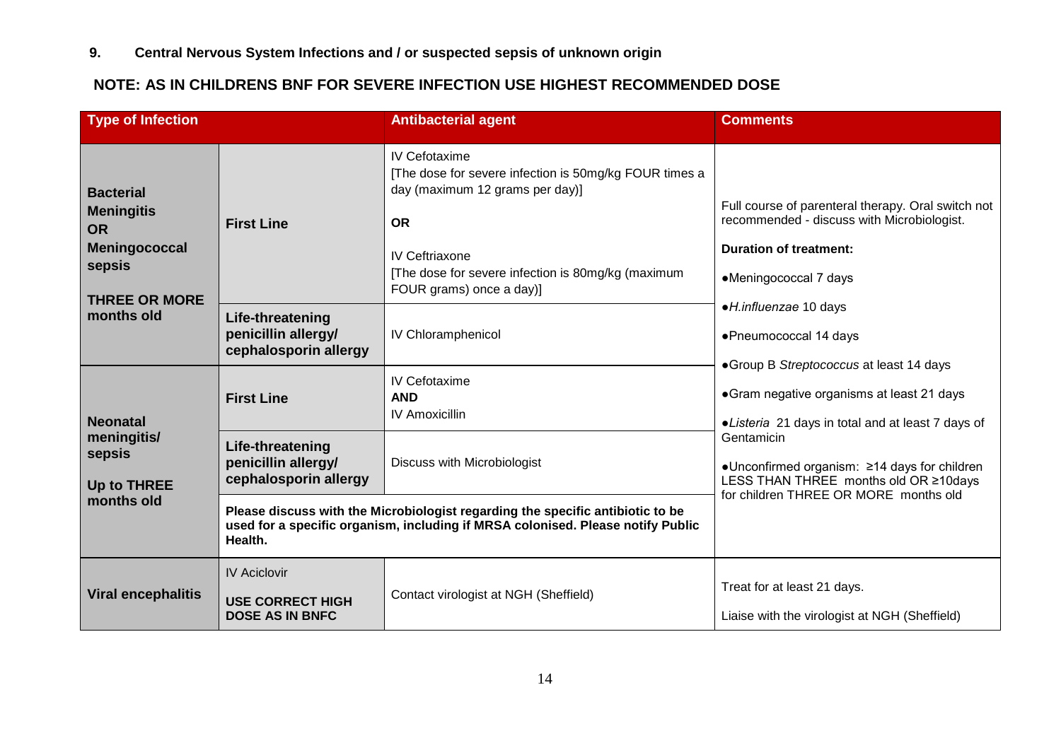## 9. Central Nervous System Infections and / or suspected sepsis of unknown origin

**NOTE: AS IN CHILDRENS BNF FOR SEVERE INFECTION USE HIGHEST RECOMMENDED DOSE**

| Type of Infection | | Antibacterial agent | Comments |
|---|---|---|---|
| **Bacterial Meningitis OR Meningococcal sepsis**<br><br>**THREE OR MORE months old** | **First Line** | IV Cefotaxime<br>[The dose for severe infection is 50mg/kg FOUR times a day (maximum 12 grams per day)]<br><br>**OR**<br><br>IV Ceftriaxone<br>[The dose for severe infection is 80mg/kg (maximum FOUR grams) once a day)] | Full course of parenteral therapy. Oral switch not recommended - discuss with Microbiologist.<br><br>**Duration of treatment:**<br><br>●Meningococcal 7 days<br><br>●*H.influenzae* 10 days<br><br>●Pneumococcal 14 days<br><br>●Group B *Streptococcus* at least 14 days<br><br>●Gram negative organisms at least 21 days<br><br>●*Listeria* 21 days in total and at least 7 days of Gentamicin<br><br>●Unconfirmed organism: ≥14 days for children LESS THAN THREE months old OR ≥10days for children THREE OR MORE months old |
| | **Life-threatening penicillin allergy/ cephalosporin allergy** | IV Chloramphenicol | |
| **Neonatal meningitis/ sepsis**<br><br>**Up to THREE months old** | **First Line** | IV Cefotaxime<br>**AND**<br>IV Amoxicillin | |
| | **Life-threatening penicillin allergy/ cephalosporin allergy** | Discuss with Microbiologist | |
| | **Please discuss with the Microbiologist regarding the specific antibiotic to be used for a specific organism, including if MRSA colonised. Please notify Public Health.** | | |
| **Viral encephalitis** | IV Aciclovir<br><br>**USE CORRECT HIGH DOSE AS IN BNFC** | Contact virologist at NGH (Sheffield) | Treat for at least 21 days.<br><br>Liaise with the virologist at NGH (Sheffield) |